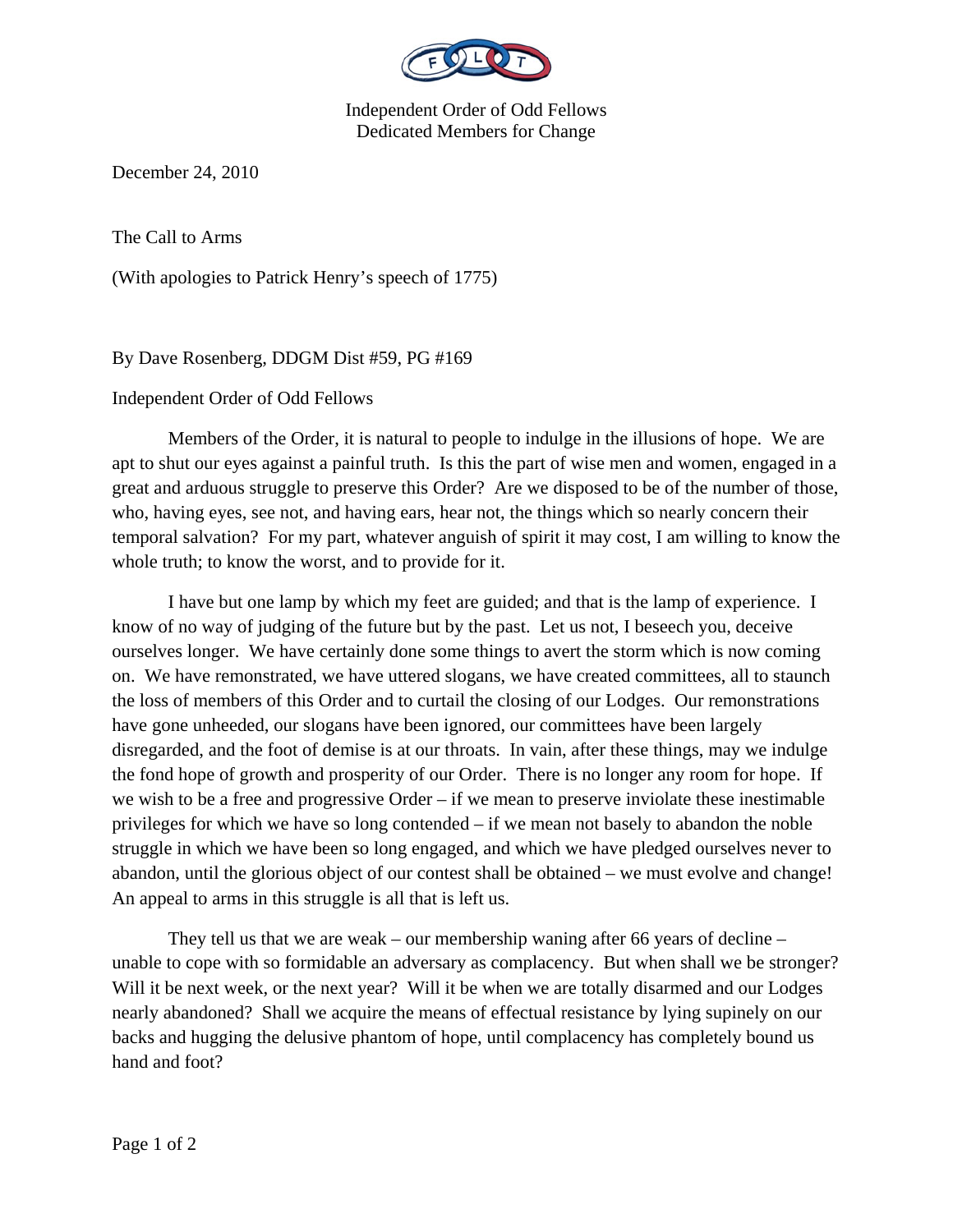Independent Order of Odd Fellows
Dedicated Members for Change

December 24, 2010

The Call to Arms

(With apologies to Patrick Henry's speech of 1775)

By Dave Rosenberg, DDGM Dist #59, PG #169

Independent Order of Odd Fellows

Members of the Order, it is natural to people to indulge in the illusions of hope. We are apt to shut our eyes against a painful truth. Is this the part of wise men and women, engaged in a great and arduous struggle to preserve this Order? Are we disposed to be of the number of those, who, having eyes, see not, and having ears, hear not, the things which so nearly concern their temporal salvation? For my part, whatever anguish of spirit it may cost, I am willing to know the whole truth; to know the worst, and to provide for it.

I have but one lamp by which my feet are guided; and that is the lamp of experience. I know of no way of judging of the future but by the past. Let us not, I beseech you, deceive ourselves longer. We have certainly done some things to avert the storm which is now coming on. We have remonstrated, we have uttered slogans, we have created committees, all to staunch the loss of members of this Order and to curtail the closing of our Lodges. Our remonstrations have gone unheeded, our slogans have been ignored, our committees have been largely disregarded, and the foot of demise is at our throats. In vain, after these things, may we indulge the fond hope of growth and prosperity of our Order. There is no longer any room for hope. If we wish to be a free and progressive Order – if we mean to preserve inviolate these inestimable privileges for which we have so long contended – if we mean not basely to abandon the noble struggle in which we have been so long engaged, and which we have pledged ourselves never to abandon, until the glorious object of our contest shall be obtained – we must evolve and change! An appeal to arms in this struggle is all that is left us.

They tell us that we are weak – our membership waning after 66 years of decline – unable to cope with so formidable an adversary as complacency. But when shall we be stronger? Will it be next week, or the next year? Will it be when we are totally disarmed and our Lodges nearly abandoned? Shall we acquire the means of effectual resistance by lying supinely on our backs and hugging the delusive phantom of hope, until complacency has completely bound us hand and foot?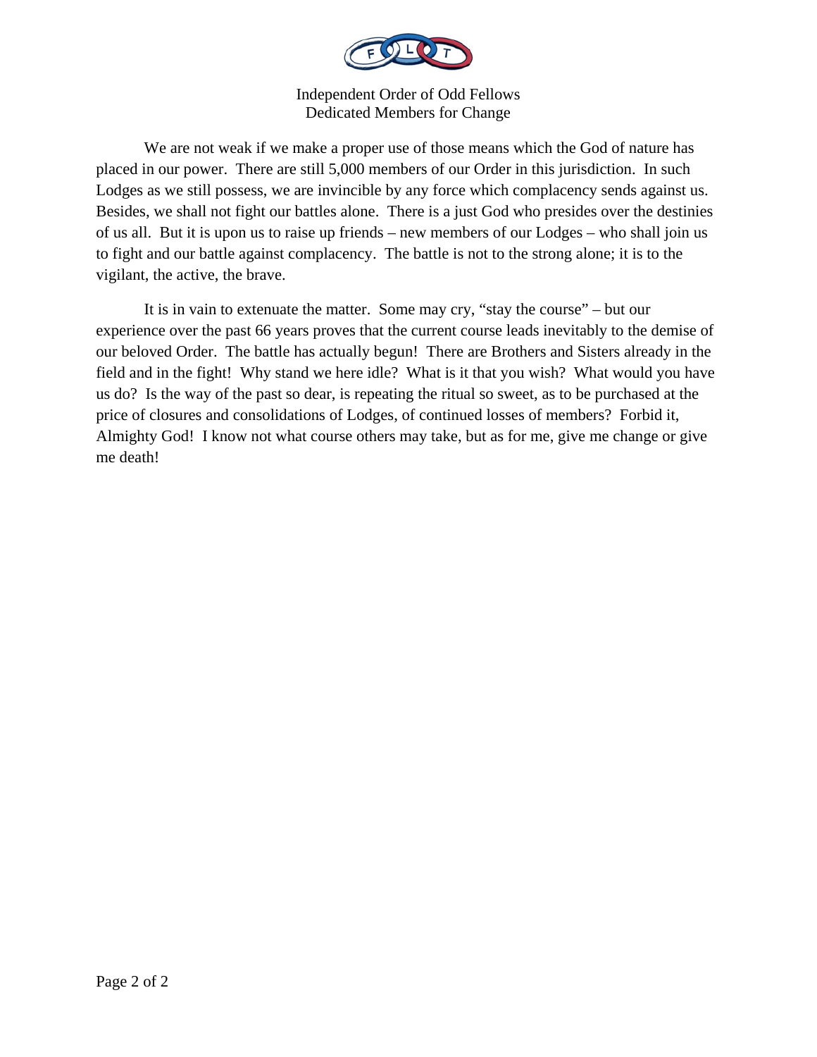Independent Order of Odd Fellows
Dedicated Members for Change

We are not weak if we make a proper use of those means which the God of nature has placed in our power. There are still 5,000 members of our Order in this jurisdiction. In such Lodges as we still possess, we are invincible by any force which complacency sends against us. Besides, we shall not fight our battles alone. There is a just God who presides over the destinies of us all. But it is upon us to raise up friends – new members of our Lodges – who shall join us to fight and our battle against complacency. The battle is not to the strong alone; it is to the vigilant, the active, the brave.

It is in vain to extenuate the matter. Some may cry, "stay the course" – but our experience over the past 66 years proves that the current course leads inevitably to the demise of our beloved Order. The battle has actually begun! There are Brothers and Sisters already in the field and in the fight! Why stand we here idle? What is it that you wish? What would you have us do? Is the way of the past so dear, is repeating the ritual so sweet, as to be purchased at the price of closures and consolidations of Lodges, of continued losses of members? Forbid it, Almighty God! I know not what course others may take, but as for me, give me change or give me death!